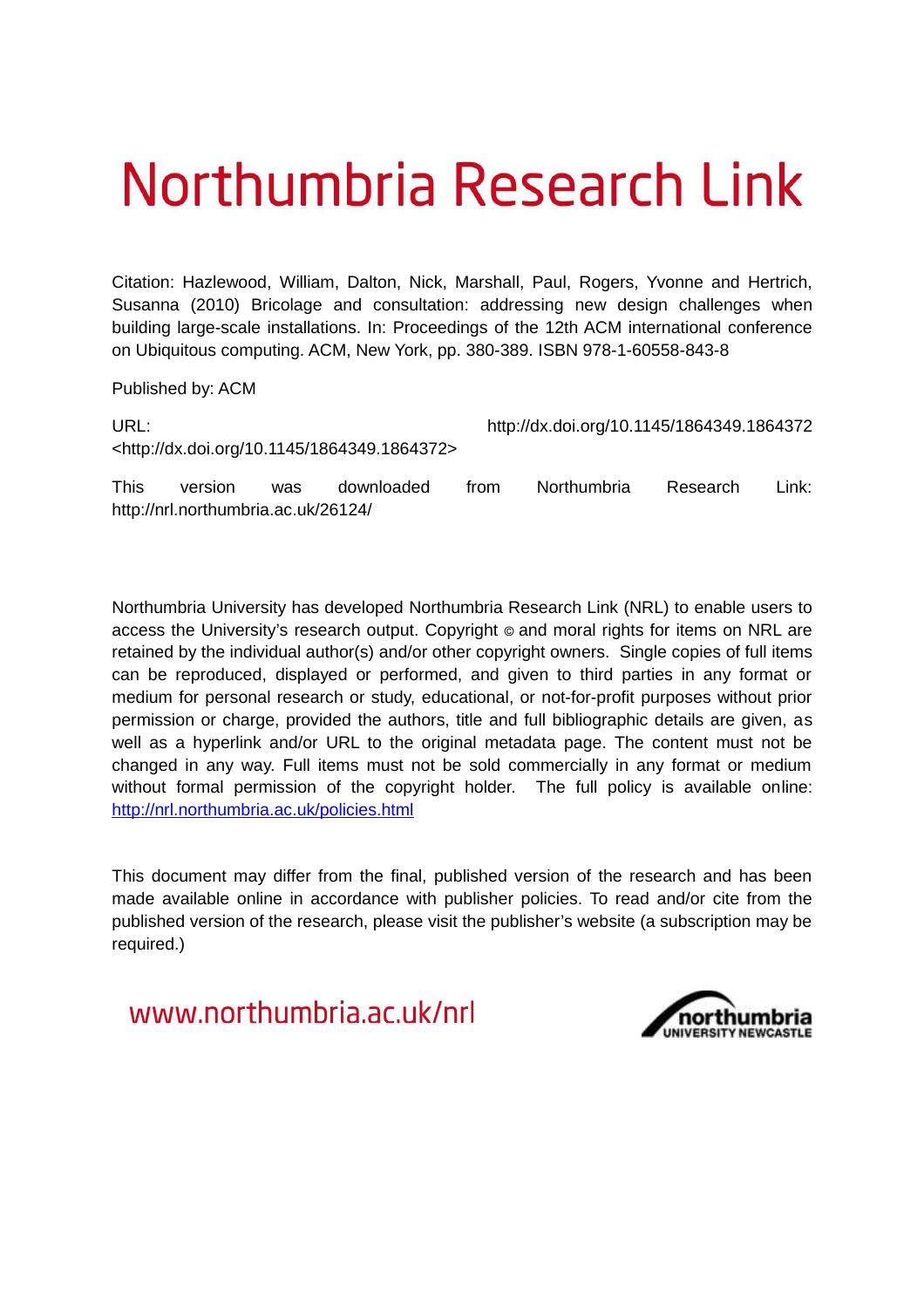# Northumbria Research Link

Citation: Hazlewood, William, Dalton, Nick, Marshall, Paul, Rogers, Yvonne and Hertrich, Susanna (2010) Bricolage and consultation: addressing new design challenges when building large-scale installations. In: Proceedings of the 12th ACM international conference on Ubiquitous computing. ACM, New York, pp. 380-389. ISBN 978-1-60558-843-8

Published by: ACM

URL: http://dx.doi.org/10.1145/1864349.1864372 <http://dx.doi.org/10.1145/1864349.1864372>

This version was downloaded from Northumbria Research Link: http://nrl.northumbria.ac.uk/26124/

Northumbria University has developed Northumbria Research Link (NRL) to enable users to access the University's research output. Copyright © and moral rights for items on NRL are retained by the individual author(s) and/or other copyright owners. Single copies of full items can be reproduced, displayed or performed, and given to third parties in any format or medium for personal research or study, educational, or not-for-profit purposes without prior permission or charge, provided the authors, title and full bibliographic details are given, as well as a hyperlink and/or URL to the original metadata page. The content must not be changed in any way. Full items must not be sold commercially in any format or medium without formal permission of the copyright holder. The full policy is available online: http://nrl.northumbria.ac.uk/policies.html

This document may differ from the final, published version of the research and has been made available online in accordance with publisher policies. To read and/or cite from the published version of the research, please visit the publisher's website (a subscription may be required.)

www.northumbria.ac.uk/nrl

northumbria UNIVERSITY NEWCASTLE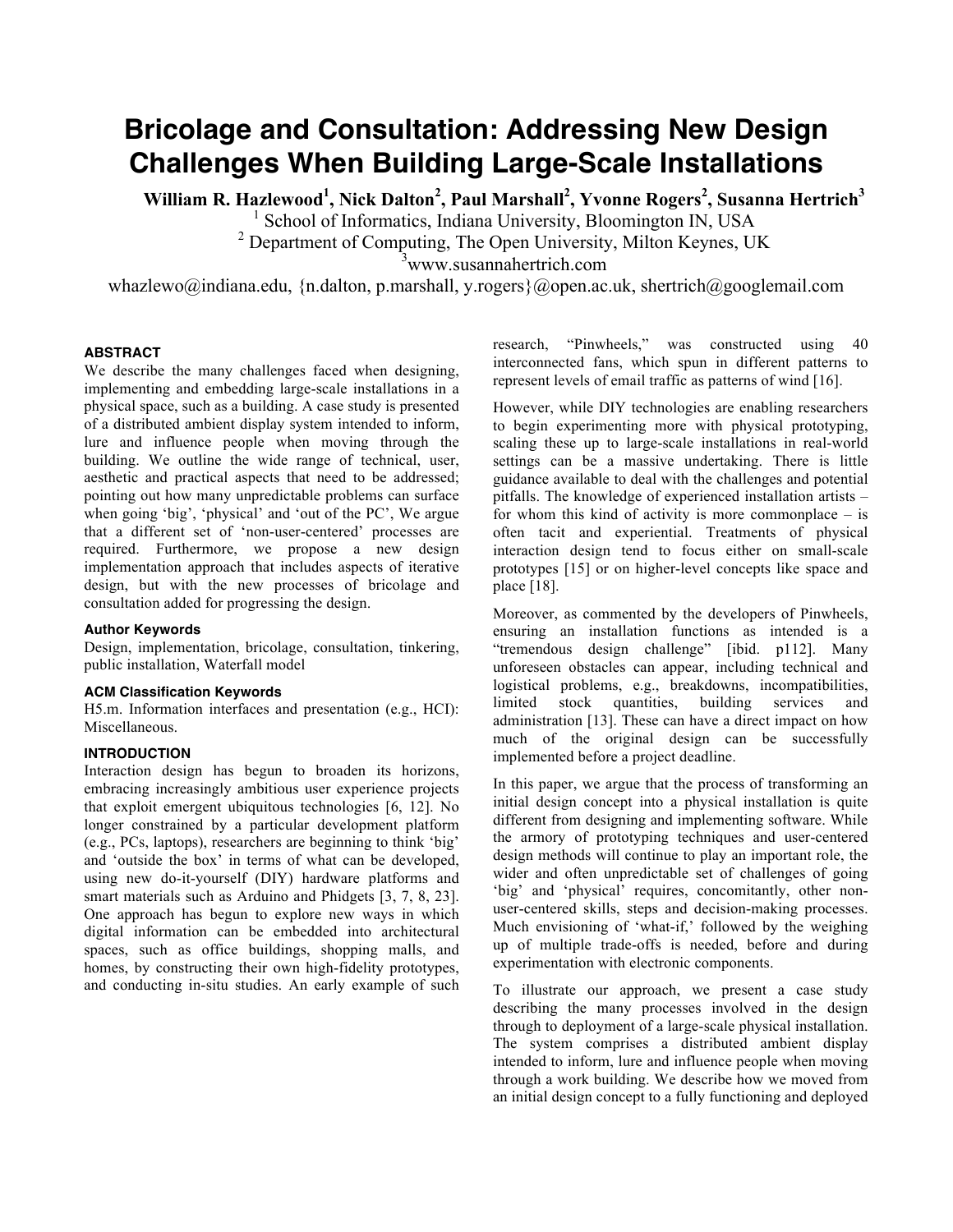# Bricolage and Consultation: Addressing New Design Challenges When Building Large-Scale Installations

**William R. Hazlewood[1], Nick Dalton[2], Paul Marshall[2], Yvonne Rogers[2], Susanna Hertrich[3]**

[1] School of Informatics, Indiana University, Bloomington IN, USA

[2] Department of Computing, The Open University, Milton Keynes, UK

[3]www.susannahertrich.com

whazlewo@indiana.edu, {n.dalton, p.marshall, y.rogers}@open.ac.uk, shertrich@googlemail.com

## ABSTRACT

We describe the many challenges faced when designing, implementing and embedding large-scale installations in a physical space, such as a building. A case study is presented of a distributed ambient display system intended to inform, lure and influence people when moving through the building. We outline the wide range of technical, user, aesthetic and practical aspects that need to be addressed; pointing out how many unpredictable problems can surface when going 'big', 'physical' and 'out of the PC', We argue that a different set of 'non-user-centered' processes are required. Furthermore, we propose a new design implementation approach that includes aspects of iterative design, but with the new processes of bricolage and consultation added for progressing the design.

### Author Keywords

Design, implementation, bricolage, consultation, tinkering, public installation, Waterfall model

### ACM Classification Keywords

H5.m. Information interfaces and presentation (e.g., HCI): Miscellaneous.

## INTRODUCTION

Interaction design has begun to broaden its horizons, embracing increasingly ambitious user experience projects that exploit emergent ubiquitous technologies [6, 12]. No longer constrained by a particular development platform (e.g., PCs, laptops), researchers are beginning to think 'big' and 'outside the box' in terms of what can be developed, using new do-it-yourself (DIY) hardware platforms and smart materials such as Arduino and Phidgets [3, 7, 8, 23]. One approach has begun to explore new ways in which digital information can be embedded into architectural spaces, such as office buildings, shopping malls, and homes, by constructing their own high-fidelity prototypes, and conducting in-situ studies. An early example of such research, "Pinwheels," was constructed using 40 interconnected fans, which spun in different patterns to represent levels of email traffic as patterns of wind [16].

However, while DIY technologies are enabling researchers to begin experimenting more with physical prototyping, scaling these up to large-scale installations in real-world settings can be a massive undertaking. There is little guidance available to deal with the challenges and potential pitfalls. The knowledge of experienced installation artists – for whom this kind of activity is more commonplace – is often tacit and experiential. Treatments of physical interaction design tend to focus either on small-scale prototypes [15] or on higher-level concepts like space and place [18].

Moreover, as commented by the developers of Pinwheels, ensuring an installation functions as intended is a "tremendous design challenge" [ibid. p112]. Many unforeseen obstacles can appear, including technical and logistical problems, e.g., breakdowns, incompatibilities, limited stock quantities, building services and administration [13]. These can have a direct impact on how much of the original design can be successfully implemented before a project deadline.

In this paper, we argue that the process of transforming an initial design concept into a physical installation is quite different from designing and implementing software. While the armory of prototyping techniques and user-centered design methods will continue to play an important role, the wider and often unpredictable set of challenges of going 'big' and 'physical' requires, concomitantly, other non-user-centered skills, steps and decision-making processes. Much envisioning of 'what-if,' followed by the weighing up of multiple trade-offs is needed, before and during experimentation with electronic components.

To illustrate our approach, we present a case study describing the many processes involved in the design through to deployment of a large-scale physical installation. The system comprises a distributed ambient display intended to inform, lure and influence people when moving through a work building. We describe how we moved from an initial design concept to a fully functioning and deployed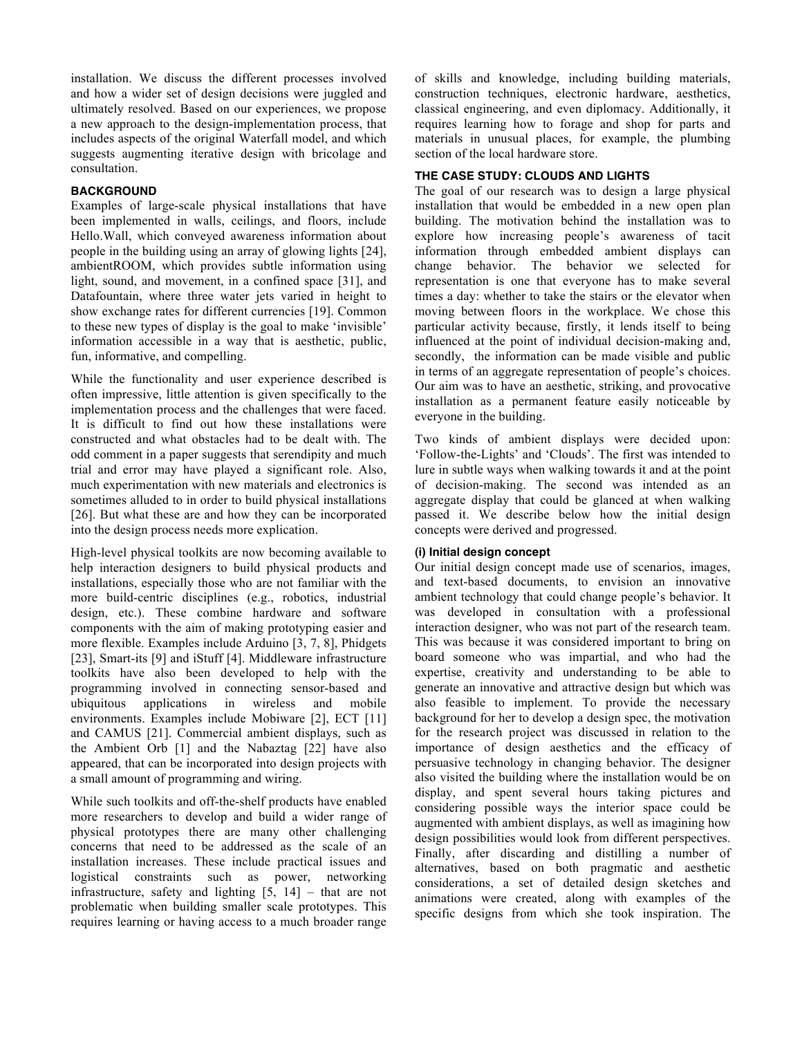installation. We discuss the different processes involved and how a wider set of design decisions were juggled and ultimately resolved. Based on our experiences, we propose a new approach to the design-implementation process, that includes aspects of the original Waterfall model, and which suggests augmenting iterative design with bricolage and consultation.

## BACKGROUND

Examples of large-scale physical installations that have been implemented in walls, ceilings, and floors, include Hello.Wall, which conveyed awareness information about people in the building using an array of glowing lights [24], ambientROOM, which provides subtle information using light, sound, and movement, in a confined space [31], and Datafountain, where three water jets varied in height to show exchange rates for different currencies [19]. Common to these new types of display is the goal to make 'invisible' information accessible in a way that is aesthetic, public, fun, informative, and compelling.

While the functionality and user experience described is often impressive, little attention is given specifically to the implementation process and the challenges that were faced. It is difficult to find out how these installations were constructed and what obstacles had to be dealt with. The odd comment in a paper suggests that serendipity and much trial and error may have played a significant role. Also, much experimentation with new materials and electronics is sometimes alluded to in order to build physical installations [26]. But what these are and how they can be incorporated into the design process needs more explication.

High-level physical toolkits are now becoming available to help interaction designers to build physical products and installations, especially those who are not familiar with the more build-centric disciplines (e.g., robotics, industrial design, etc.). These combine hardware and software components with the aim of making prototyping easier and more flexible. Examples include Arduino [3, 7, 8], Phidgets [23], Smart-its [9] and iStuff [4]. Middleware infrastructure toolkits have also been developed to help with the programming involved in connecting sensor-based and ubiquitous applications in wireless and mobile environments. Examples include Mobiware [2], ECT [11] and CAMUS [21]. Commercial ambient displays, such as the Ambient Orb [1] and the Nabaztag [22] have also appeared, that can be incorporated into design projects with a small amount of programming and wiring.

While such toolkits and off-the-shelf products have enabled more researchers to develop and build a wider range of physical prototypes there are many other challenging concerns that need to be addressed as the scale of an installation increases. These include practical issues and logistical constraints such as power, networking infrastructure, safety and lighting [5, 14] – that are not problematic when building smaller scale prototypes. This requires learning or having access to a much broader range of skills and knowledge, including building materials, construction techniques, electronic hardware, aesthetics, classical engineering, and even diplomacy. Additionally, it requires learning how to forage and shop for parts and materials in unusual places, for example, the plumbing section of the local hardware store.

## THE CASE STUDY: CLOUDS AND LIGHTS

The goal of our research was to design a large physical installation that would be embedded in a new open plan building. The motivation behind the installation was to explore how increasing people's awareness of tacit information through embedded ambient displays can change behavior. The behavior we selected for representation is one that everyone has to make several times a day: whether to take the stairs or the elevator when moving between floors in the workplace. We chose this particular activity because, firstly, it lends itself to being influenced at the point of individual decision-making and, secondly, the information can be made visible and public in terms of an aggregate representation of people's choices. Our aim was to have an aesthetic, striking, and provocative installation as a permanent feature easily noticeable by everyone in the building.

Two kinds of ambient displays were decided upon: 'Follow-the-Lights' and 'Clouds'. The first was intended to lure in subtle ways when walking towards it and at the point of decision-making. The second was intended as an aggregate display that could be glanced at when walking passed it. We describe below how the initial design concepts were derived and progressed.

### (i) Initial design concept

Our initial design concept made use of scenarios, images, and text-based documents, to envision an innovative ambient technology that could change people's behavior. It was developed in consultation with a professional interaction designer, who was not part of the research team. This was because it was considered important to bring on board someone who was impartial, and who had the expertise, creativity and understanding to be able to generate an innovative and attractive design but which was also feasible to implement. To provide the necessary background for her to develop a design spec, the motivation for the research project was discussed in relation to the importance of design aesthetics and the efficacy of persuasive technology in changing behavior. The designer also visited the building where the installation would be on display, and spent several hours taking pictures and considering possible ways the interior space could be augmented with ambient displays, as well as imagining how design possibilities would look from different perspectives. Finally, after discarding and distilling a number of alternatives, based on both pragmatic and aesthetic considerations, a set of detailed design sketches and animations were created, along with examples of the specific designs from which she took inspiration. The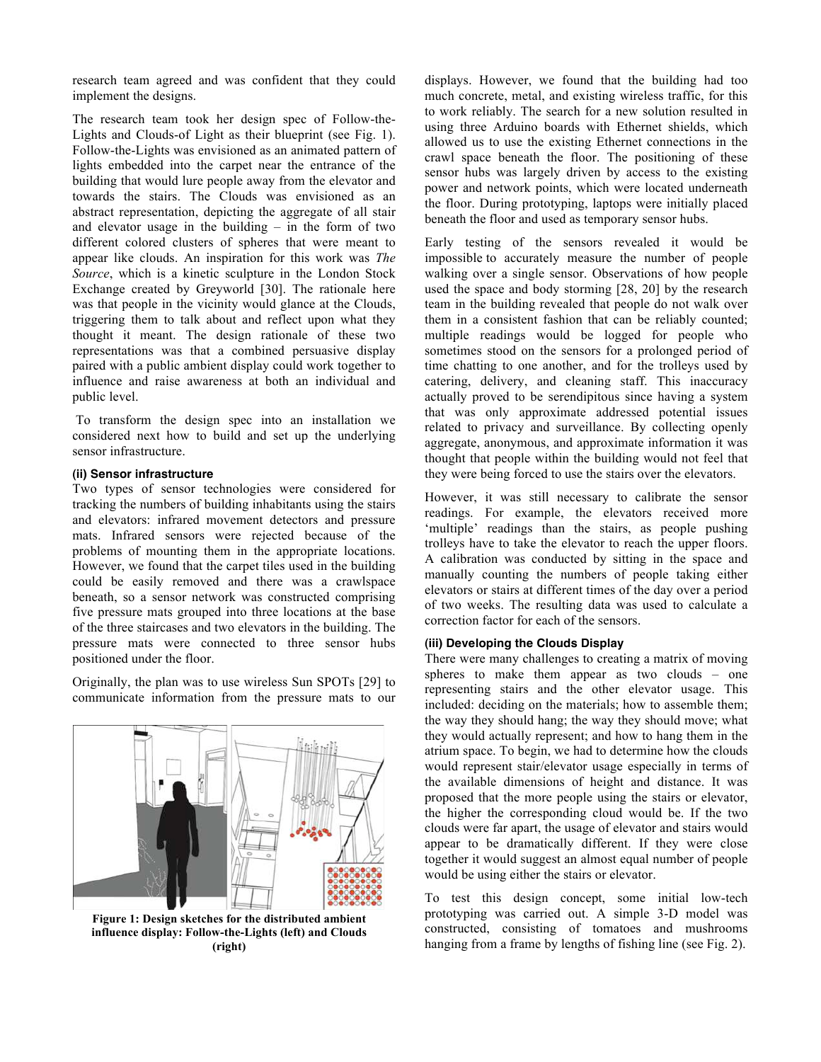research team agreed and was confident that they could implement the designs.

The research team took her design spec of Follow-the-Lights and Clouds-of Light as their blueprint (see Fig. 1). Follow-the-Lights was envisioned as an animated pattern of lights embedded into the carpet near the entrance of the building that would lure people away from the elevator and towards the stairs. The Clouds was envisioned as an abstract representation, depicting the aggregate of all stair and elevator usage in the building – in the form of two different colored clusters of spheres that were meant to appear like clouds. An inspiration for this work was *The Source*, which is a kinetic sculpture in the London Stock Exchange created by Greyworld [30]. The rationale here was that people in the vicinity would glance at the Clouds, triggering them to talk about and reflect upon what they thought it meant. The design rationale of these two representations was that a combined persuasive display paired with a public ambient display could work together to influence and raise awareness at both an individual and public level.

To transform the design spec into an installation we considered next how to build and set up the underlying sensor infrastructure.

#### (ii) Sensor infrastructure

Two types of sensor technologies were considered for tracking the numbers of building inhabitants using the stairs and elevators: infrared movement detectors and pressure mats. Infrared sensors were rejected because of the problems of mounting them in the appropriate locations. However, we found that the carpet tiles used in the building could be easily removed and there was a crawlspace beneath, so a sensor network was constructed comprising five pressure mats grouped into three locations at the base of the three staircases and two elevators in the building. The pressure mats were connected to three sensor hubs positioned under the floor.

Originally, the plan was to use wireless Sun SPOTs [29] to communicate information from the pressure mats to our displays. However, we found that the building had too much concrete, metal, and existing wireless traffic, for this to work reliably. The search for a new solution resulted in using three Arduino boards with Ethernet shields, which allowed us to use the existing Ethernet connections in the crawl space beneath the floor. The positioning of these sensor hubs was largely driven by access to the existing power and network points, which were located underneath the floor. During prototyping, laptops were initially placed beneath the floor and used as temporary sensor hubs.

**Figure 1: Design sketches for the distributed ambient influence display: Follow-the-Lights (left) and Clouds (right)**

Early testing of the sensors revealed it would be impossible to accurately measure the number of people walking over a single sensor. Observations of how people used the space and body storming [28, 20] by the research team in the building revealed that people do not walk over them in a consistent fashion that can be reliably counted; multiple readings would be logged for people who sometimes stood on the sensors for a prolonged period of time chatting to one another, and for the trolleys used by catering, delivery, and cleaning staff. This inaccuracy actually proved to be serendipitous since having a system that was only approximate addressed potential issues related to privacy and surveillance. By collecting openly aggregate, anonymous, and approximate information it was thought that people within the building would not feel that they were being forced to use the stairs over the elevators.

However, it was still necessary to calibrate the sensor readings. For example, the elevators received more 'multiple' readings than the stairs, as people pushing trolleys have to take the elevator to reach the upper floors. A calibration was conducted by sitting in the space and manually counting the numbers of people taking either elevators or stairs at different times of the day over a period of two weeks. The resulting data was used to calculate a correction factor for each of the sensors.

#### (iii) Developing the Clouds Display

There were many challenges to creating a matrix of moving spheres to make them appear as two clouds – one representing stairs and the other elevator usage. This included: deciding on the materials; how to assemble them; the way they should hang; the way they should move; what they would actually represent; and how to hang them in the atrium space. To begin, we had to determine how the clouds would represent stair/elevator usage especially in terms of the available dimensions of height and distance. It was proposed that the more people using the stairs or elevator, the higher the corresponding cloud would be. If the two clouds were far apart, the usage of elevator and stairs would appear to be dramatically different. If they were close together it would suggest an almost equal number of people would be using either the stairs or elevator.

To test this design concept, some initial low-tech prototyping was carried out. A simple 3-D model was constructed, consisting of tomatoes and mushrooms hanging from a frame by lengths of fishing line (see Fig. 2).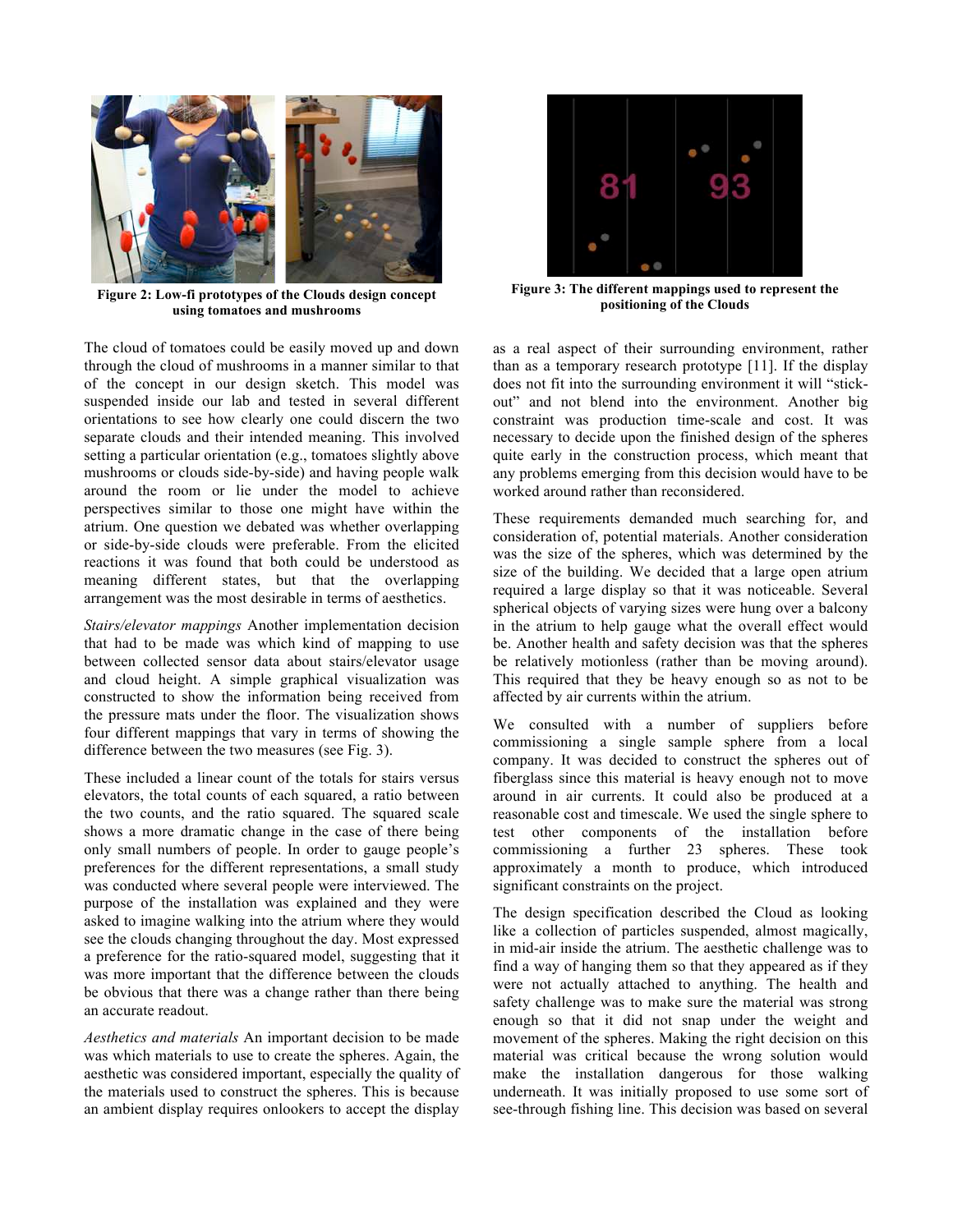Figure 2: Low-fi prototypes of the Clouds design concept using tomatoes and mushrooms

Figure 3: The different mappings used to represent the positioning of the Clouds

The cloud of tomatoes could be easily moved up and down through the cloud of mushrooms in a manner similar to that of the concept in our design sketch. This model was suspended inside our lab and tested in several different orientations to see how clearly one could discern the two separate clouds and their intended meaning. This involved setting a particular orientation (e.g., tomatoes slightly above mushrooms or clouds side-by-side) and having people walk around the room or lie under the model to achieve perspectives similar to those one might have within the atrium. One question we debated was whether overlapping or side-by-side clouds were preferable. From the elicited reactions it was found that both could be understood as meaning different states, but that the overlapping arrangement was the most desirable in terms of aesthetics.

*Stairs/elevator mappings* Another implementation decision that had to be made was which kind of mapping to use between collected sensor data about stairs/elevator usage and cloud height. A simple graphical visualization was constructed to show the information being received from the pressure mats under the floor. The visualization shows four different mappings that vary in terms of showing the difference between the two measures (see Fig. 3).

These included a linear count of the totals for stairs versus elevators, the total counts of each squared, a ratio between the two counts, and the ratio squared. The squared scale shows a more dramatic change in the case of there being only small numbers of people. In order to gauge people's preferences for the different representations, a small study was conducted where several people were interviewed. The purpose of the installation was explained and they were asked to imagine walking into the atrium where they would see the clouds changing throughout the day. Most expressed a preference for the ratio-squared model, suggesting that it was more important that the difference between the clouds be obvious that there was a change rather than there being an accurate readout.

*Aesthetics and materials* An important decision to be made was which materials to use to create the spheres. Again, the aesthetic was considered important, especially the quality of the materials used to construct the spheres. This is because an ambient display requires onlookers to accept the display as a real aspect of their surrounding environment, rather than as a temporary research prototype [11]. If the display does not fit into the surrounding environment it will "stick-out" and not blend into the environment. Another big constraint was production time-scale and cost. It was necessary to decide upon the finished design of the spheres quite early in the construction process, which meant that any problems emerging from this decision would have to be worked around rather than reconsidered.

These requirements demanded much searching for, and consideration of, potential materials. Another consideration was the size of the spheres, which was determined by the size of the building. We decided that a large open atrium required a large display so that it was noticeable. Several spherical objects of varying sizes were hung over a balcony in the atrium to help gauge what the overall effect would be. Another health and safety decision was that the spheres be relatively motionless (rather than be moving around). This required that they be heavy enough so as not to be affected by air currents within the atrium.

We consulted with a number of suppliers before commissioning a single sample sphere from a local company. It was decided to construct the spheres out of fiberglass since this material is heavy enough not to move around in air currents. It could also be produced at a reasonable cost and timescale. We used the single sphere to test other components of the installation before commissioning a further 23 spheres. These took approximately a month to produce, which introduced significant constraints on the project.

The design specification described the Cloud as looking like a collection of particles suspended, almost magically, in mid-air inside the atrium. The aesthetic challenge was to find a way of hanging them so that they appeared as if they were not actually attached to anything. The health and safety challenge was to make sure the material was strong enough so that it did not snap under the weight and movement of the spheres. Making the right decision on this material was critical because the wrong solution would make the installation dangerous for those walking underneath. It was initially proposed to use some sort of see-through fishing line. This decision was based on several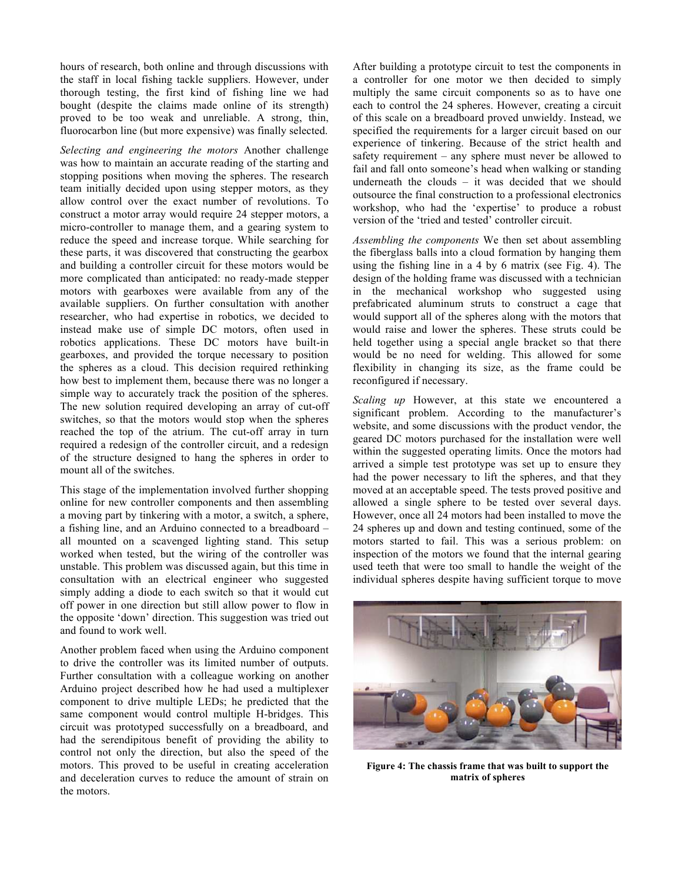hours of research, both online and through discussions with the staff in local fishing tackle suppliers. However, under thorough testing, the first kind of fishing line we had bought (despite the claims made online of its strength) proved to be too weak and unreliable. A strong, thin, fluorocarbon line (but more expensive) was finally selected.

*Selecting and engineering the motors* Another challenge was how to maintain an accurate reading of the starting and stopping positions when moving the spheres. The research team initially decided upon using stepper motors, as they allow control over the exact number of revolutions. To construct a motor array would require 24 stepper motors, a micro-controller to manage them, and a gearing system to reduce the speed and increase torque. While searching for these parts, it was discovered that constructing the gearbox and building a controller circuit for these motors would be more complicated than anticipated: no ready-made stepper motors with gearboxes were available from any of the available suppliers. On further consultation with another researcher, who had expertise in robotics, we decided to instead make use of simple DC motors, often used in robotics applications. These DC motors have built-in gearboxes, and provided the torque necessary to position the spheres as a cloud. This decision required rethinking how best to implement them, because there was no longer a simple way to accurately track the position of the spheres. The new solution required developing an array of cut-off switches, so that the motors would stop when the spheres reached the top of the atrium. The cut-off array in turn required a redesign of the controller circuit, and a redesign of the structure designed to hang the spheres in order to mount all of the switches.

This stage of the implementation involved further shopping online for new controller components and then assembling a moving part by tinkering with a motor, a switch, a sphere, a fishing line, and an Arduino connected to a breadboard – all mounted on a scavenged lighting stand. This setup worked when tested, but the wiring of the controller was unstable. This problem was discussed again, but this time in consultation with an electrical engineer who suggested simply adding a diode to each switch so that it would cut off power in one direction but still allow power to flow in the opposite 'down' direction. This suggestion was tried out and found to work well.

Another problem faced when using the Arduino component to drive the controller was its limited number of outputs. Further consultation with a colleague working on another Arduino project described how he had used a multiplexer component to drive multiple LEDs; he predicted that the same component would control multiple H-bridges. This circuit was prototyped successfully on a breadboard, and had the serendipitous benefit of providing the ability to control not only the direction, but also the speed of the motors. This proved to be useful in creating acceleration and deceleration curves to reduce the amount of strain on the motors.

After building a prototype circuit to test the components in a controller for one motor we then decided to simply multiply the same circuit components so as to have one each to control the 24 spheres. However, creating a circuit of this scale on a breadboard proved unwieldy. Instead, we specified the requirements for a larger circuit based on our experience of tinkering. Because of the strict health and safety requirement – any sphere must never be allowed to fail and fall onto someone's head when walking or standing underneath the clouds – it was decided that we should outsource the final construction to a professional electronics workshop, who had the 'expertise' to produce a robust version of the 'tried and tested' controller circuit.

*Assembling the components* We then set about assembling the fiberglass balls into a cloud formation by hanging them using the fishing line in a 4 by 6 matrix (see Fig. 4). The design of the holding frame was discussed with a technician in the mechanical workshop who suggested using prefabricated aluminum struts to construct a cage that would support all of the spheres along with the motors that would raise and lower the spheres. These struts could be held together using a special angle bracket so that there would be no need for welding. This allowed for some flexibility in changing its size, as the frame could be reconfigured if necessary.

*Scaling up* However, at this state we encountered a significant problem. According to the manufacturer's website, and some discussions with the product vendor, the geared DC motors purchased for the installation were well within the suggested operating limits. Once the motors had arrived a simple test prototype was set up to ensure they had the power necessary to lift the spheres, and that they moved at an acceptable speed. The tests proved positive and allowed a single sphere to be tested over several days. However, once all 24 motors had been installed to move the 24 spheres up and down and testing continued, some of the motors started to fail. This was a serious problem: on inspection of the motors we found that the internal gearing used teeth that were too small to handle the weight of the individual spheres despite having sufficient torque to move

**Figure 4: The chassis frame that was built to support the matrix of spheres**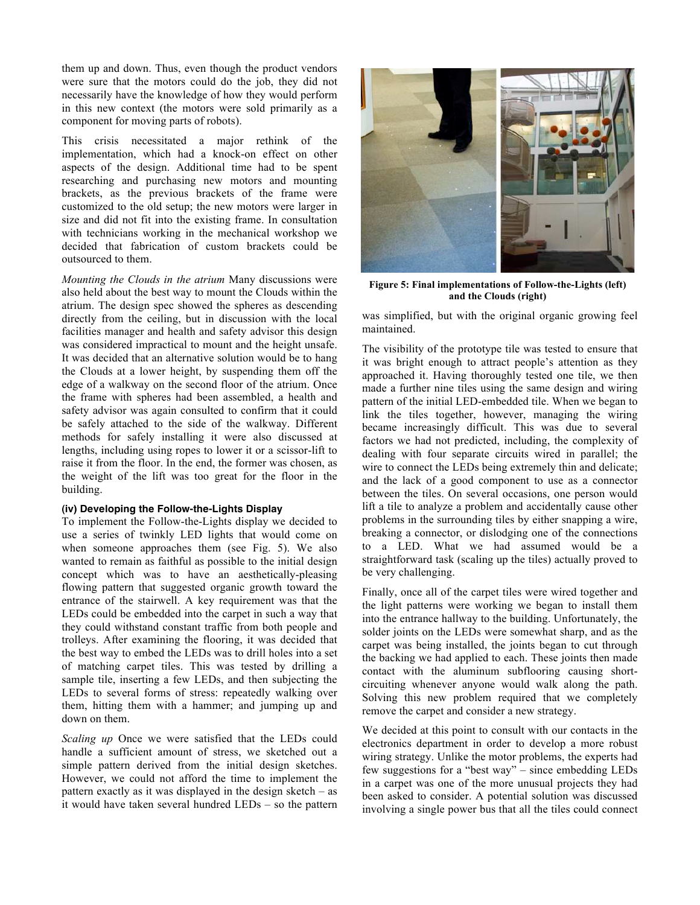them up and down. Thus, even though the product vendors were sure that the motors could do the job, they did not necessarily have the knowledge of how they would perform in this new context (the motors were sold primarily as a component for moving parts of robots).

This crisis necessitated a major rethink of the implementation, which had a knock-on effect on other aspects of the design. Additional time had to be spent researching and purchasing new motors and mounting brackets, as the previous brackets of the frame were customized to the old setup; the new motors were larger in size and did not fit into the existing frame. In consultation with technicians working in the mechanical workshop we decided that fabrication of custom brackets could be outsourced to them.

*Mounting the Clouds in the atrium* Many discussions were also held about the best way to mount the Clouds within the atrium. The design spec showed the spheres as descending directly from the ceiling, but in discussion with the local facilities manager and health and safety advisor this design was considered impractical to mount and the height unsafe. It was decided that an alternative solution would be to hang the Clouds at a lower height, by suspending them off the edge of a walkway on the second floor of the atrium. Once the frame with spheres had been assembled, a health and safety advisor was again consulted to confirm that it could be safely attached to the side of the walkway. Different methods for safely installing it were also discussed at lengths, including using ropes to lower it or a scissor-lift to raise it from the floor. In the end, the former was chosen, as the weight of the lift was too great for the floor in the building.

#### (iv) Developing the Follow-the-Lights Display

To implement the Follow-the-Lights display we decided to use a series of twinkly LED lights that would come on when someone approaches them (see Fig. 5). We also wanted to remain as faithful as possible to the initial design concept which was to have an aesthetically-pleasing flowing pattern that suggested organic growth toward the entrance of the stairwell. A key requirement was that the LEDs could be embedded into the carpet in such a way that they could withstand constant traffic from both people and trolleys. After examining the flooring, it was decided that the best way to embed the LEDs was to drill holes into a set of matching carpet tiles. This was tested by drilling a sample tile, inserting a few LEDs, and then subjecting the LEDs to several forms of stress: repeatedly walking over them, hitting them with a hammer; and jumping up and down on them.

*Scaling up* Once we were satisfied that the LEDs could handle a sufficient amount of stress, we sketched out a simple pattern derived from the initial design sketches. However, we could not afford the time to implement the pattern exactly as it was displayed in the design sketch – as it would have taken several hundred LEDs – so the pattern was simplified, but with the original organic growing feel maintained.

**Figure 5: Final implementations of Follow-the-Lights (left) and the Clouds (right)**

The visibility of the prototype tile was tested to ensure that it was bright enough to attract people's attention as they approached it. Having thoroughly tested one tile, we then made a further nine tiles using the same design and wiring pattern of the initial LED-embedded tile. When we began to link the tiles together, however, managing the wiring became increasingly difficult. This was due to several factors we had not predicted, including, the complexity of dealing with four separate circuits wired in parallel; the wire to connect the LEDs being extremely thin and delicate; and the lack of a good component to use as a connector between the tiles. On several occasions, one person would lift a tile to analyze a problem and accidentally cause other problems in the surrounding tiles by either snapping a wire, breaking a connector, or dislodging one of the connections to a LED. What we had assumed would be a straightforward task (scaling up the tiles) actually proved to be very challenging.

Finally, once all of the carpet tiles were wired together and the light patterns were working we began to install them into the entrance hallway to the building. Unfortunately, the solder joints on the LEDs were somewhat sharp, and as the carpet was being installed, the joints began to cut through the backing we had applied to each. These joints then made contact with the aluminum subflooring causing short-circuiting whenever anyone would walk along the path. Solving this new problem required that we completely remove the carpet and consider a new strategy.

We decided at this point to consult with our contacts in the electronics department in order to develop a more robust wiring strategy. Unlike the motor problems, the experts had few suggestions for a "best way" – since embedding LEDs in a carpet was one of the more unusual projects they had been asked to consider. A potential solution was discussed involving a single power bus that all the tiles could connect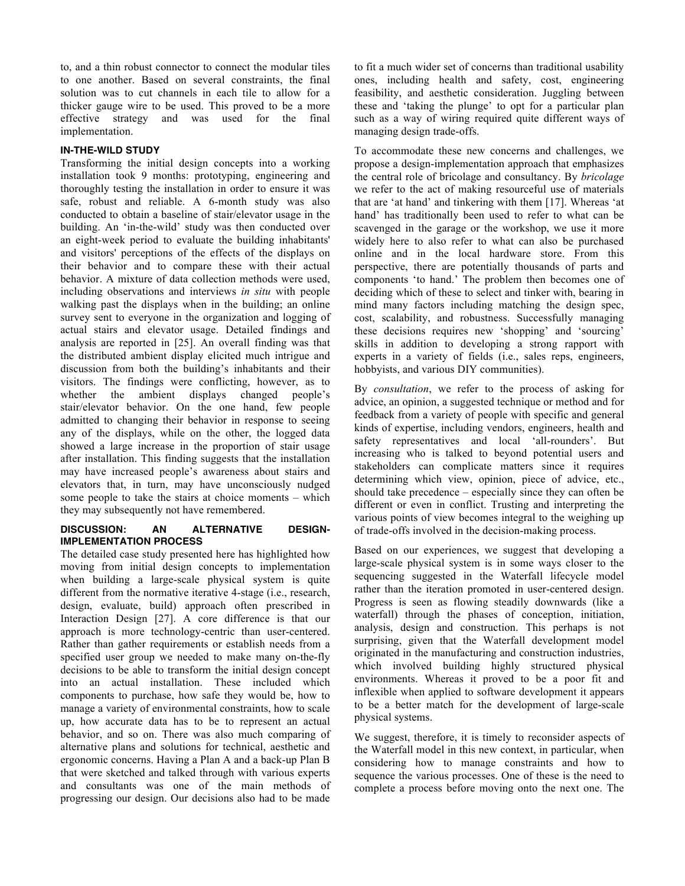to, and a thin robust connector to connect the modular tiles to one another. Based on several constraints, the final solution was to cut channels in each tile to allow for a thicker gauge wire to be used. This proved to be a more effective strategy and was used for the final implementation.

## IN-THE-WILD STUDY

Transforming the initial design concepts into a working installation took 9 months: prototyping, engineering and thoroughly testing the installation in order to ensure it was safe, robust and reliable. A 6-month study was also conducted to obtain a baseline of stair/elevator usage in the building. An 'in-the-wild' study was then conducted over an eight-week period to evaluate the building inhabitants' and visitors' perceptions of the effects of the displays on their behavior and to compare these with their actual behavior. A mixture of data collection methods were used, including observations and interviews *in situ* with people walking past the displays when in the building; an online survey sent to everyone in the organization and logging of actual stairs and elevator usage. Detailed findings and analysis are reported in [25]. An overall finding was that the distributed ambient display elicited much intrigue and discussion from both the building's inhabitants and their visitors. The findings were conflicting, however, as to whether the ambient displays changed people's stair/elevator behavior. On the one hand, few people admitted to changing their behavior in response to seeing any of the displays, while on the other, the logged data showed a large increase in the proportion of stair usage after installation. This finding suggests that the installation may have increased people's awareness about stairs and elevators that, in turn, may have unconsciously nudged some people to take the stairs at choice moments – which they may subsequently not have remembered.

## DISCUSSION: AN ALTERNATIVE DESIGN-IMPLEMENTATION PROCESS

The detailed case study presented here has highlighted how moving from initial design concepts to implementation when building a large-scale physical system is quite different from the normative iterative 4-stage (i.e., research, design, evaluate, build) approach often prescribed in Interaction Design [27]. A core difference is that our approach is more technology-centric than user-centered. Rather than gather requirements or establish needs from a specified user group we needed to make many on-the-fly decisions to be able to transform the initial design concept into an actual installation. These included which components to purchase, how safe they would be, how to manage a variety of environmental constraints, how to scale up, how accurate data has to be to represent an actual behavior, and so on. There was also much comparing of alternative plans and solutions for technical, aesthetic and ergonomic concerns. Having a Plan A and a back-up Plan B that were sketched and talked through with various experts and consultants was one of the main methods of progressing our design. Our decisions also had to be made to fit a much wider set of concerns than traditional usability ones, including health and safety, cost, engineering feasibility, and aesthetic consideration. Juggling between these and 'taking the plunge' to opt for a particular plan such as a way of wiring required quite different ways of managing design trade-offs.

To accommodate these new concerns and challenges, we propose a design-implementation approach that emphasizes the central role of bricolage and consultancy. By *bricolage* we refer to the act of making resourceful use of materials that are 'at hand' and tinkering with them [17]. Whereas 'at hand' has traditionally been used to refer to what can be scavenged in the garage or the workshop, we use it more widely here to also refer to what can also be purchased online and in the local hardware store. From this perspective, there are potentially thousands of parts and components 'to hand.' The problem then becomes one of deciding which of these to select and tinker with, bearing in mind many factors including matching the design spec, cost, scalability, and robustness. Successfully managing these decisions requires new 'shopping' and 'sourcing' skills in addition to developing a strong rapport with experts in a variety of fields (i.e., sales reps, engineers, hobbyists, and various DIY communities).

By *consultation*, we refer to the process of asking for advice, an opinion, a suggested technique or method and for feedback from a variety of people with specific and general kinds of expertise, including vendors, engineers, health and safety representatives and local 'all-rounders'. But increasing who is talked to beyond potential users and stakeholders can complicate matters since it requires determining which view, opinion, piece of advice, etc., should take precedence – especially since they can often be different or even in conflict. Trusting and interpreting the various points of view becomes integral to the weighing up of trade-offs involved in the decision-making process.

Based on our experiences, we suggest that developing a large-scale physical system is in some ways closer to the sequencing suggested in the Waterfall lifecycle model rather than the iteration promoted in user-centered design. Progress is seen as flowing steadily downwards (like a waterfall) through the phases of conception, initiation, analysis, design and construction. This perhaps is not surprising, given that the Waterfall development model originated in the manufacturing and construction industries, which involved building highly structured physical environments. Whereas it proved to be a poor fit and inflexible when applied to software development it appears to be a better match for the development of large-scale physical systems.

We suggest, therefore, it is timely to reconsider aspects of the Waterfall model in this new context, in particular, when considering how to manage constraints and how to sequence the various processes. One of these is the need to complete a process before moving onto the next one. The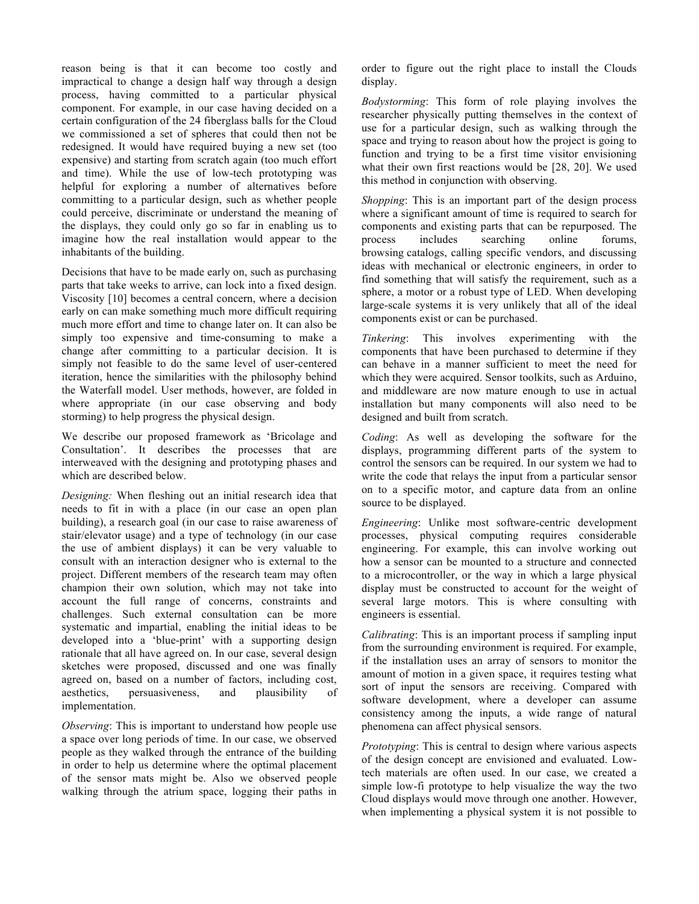reason being is that it can become too costly and impractical to change a design half way through a design process, having committed to a particular physical component. For example, in our case having decided on a certain configuration of the 24 fiberglass balls for the Cloud we commissioned a set of spheres that could then not be redesigned. It would have required buying a new set (too expensive) and starting from scratch again (too much effort and time). While the use of low-tech prototyping was helpful for exploring a number of alternatives before committing to a particular design, such as whether people could perceive, discriminate or understand the meaning of the displays, they could only go so far in enabling us to imagine how the real installation would appear to the inhabitants of the building.

Decisions that have to be made early on, such as purchasing parts that take weeks to arrive, can lock into a fixed design. Viscosity [10] becomes a central concern, where a decision early on can make something much more difficult requiring much more effort and time to change later on. It can also be simply too expensive and time-consuming to make a change after committing to a particular decision. It is simply not feasible to do the same level of user-centered iteration, hence the similarities with the philosophy behind the Waterfall model. User methods, however, are folded in where appropriate (in our case observing and body storming) to help progress the physical design.

We describe our proposed framework as 'Bricolage and Consultation'. It describes the processes that are interweaved with the designing and prototyping phases and which are described below.

*Designing:* When fleshing out an initial research idea that needs to fit in with a place (in our case an open plan building), a research goal (in our case to raise awareness of stair/elevator usage) and a type of technology (in our case the use of ambient displays) it can be very valuable to consult with an interaction designer who is external to the project. Different members of the research team may often champion their own solution, which may not take into account the full range of concerns, constraints and challenges. Such external consultation can be more systematic and impartial, enabling the initial ideas to be developed into a 'blue-print' with a supporting design rationale that all have agreed on. In our case, several design sketches were proposed, discussed and one was finally agreed on, based on a number of factors, including cost, aesthetics, persuasiveness, and plausibility of implementation.

*Observing*: This is important to understand how people use a space over long periods of time. In our case, we observed people as they walked through the entrance of the building in order to help us determine where the optimal placement of the sensor mats might be. Also we observed people walking through the atrium space, logging their paths in order to figure out the right place to install the Clouds display.

*Bodystorming*: This form of role playing involves the researcher physically putting themselves in the context of use for a particular design, such as walking through the space and trying to reason about how the project is going to function and trying to be a first time visitor envisioning what their own first reactions would be [28, 20]. We used this method in conjunction with observing.

*Shopping*: This is an important part of the design process where a significant amount of time is required to search for components and existing parts that can be repurposed. The process includes searching online forums, browsing catalogs, calling specific vendors, and discussing ideas with mechanical or electronic engineers, in order to find something that will satisfy the requirement, such as a sphere, a motor or a robust type of LED. When developing large-scale systems it is very unlikely that all of the ideal components exist or can be purchased.

*Tinkering*: This involves experimenting with the components that have been purchased to determine if they can behave in a manner sufficient to meet the need for which they were acquired. Sensor toolkits, such as Arduino, and middleware are now mature enough to use in actual installation but many components will also need to be designed and built from scratch.

*Coding*: As well as developing the software for the displays, programming different parts of the system to control the sensors can be required. In our system we had to write the code that relays the input from a particular sensor on to a specific motor, and capture data from an online source to be displayed.

*Engineering*: Unlike most software-centric development processes, physical computing requires considerable engineering. For example, this can involve working out how a sensor can be mounted to a structure and connected to a microcontroller, or the way in which a large physical display must be constructed to account for the weight of several large motors. This is where consulting with engineers is essential.

*Calibrating*: This is an important process if sampling input from the surrounding environment is required. For example, if the installation uses an array of sensors to monitor the amount of motion in a given space, it requires testing what sort of input the sensors are receiving. Compared with software development, where a developer can assume consistency among the inputs, a wide range of natural phenomena can affect physical sensors.

*Prototyping*: This is central to design where various aspects of the design concept are envisioned and evaluated. Low-tech materials are often used. In our case, we created a simple low-fi prototype to help visualize the way the two Cloud displays would move through one another. However, when implementing a physical system it is not possible to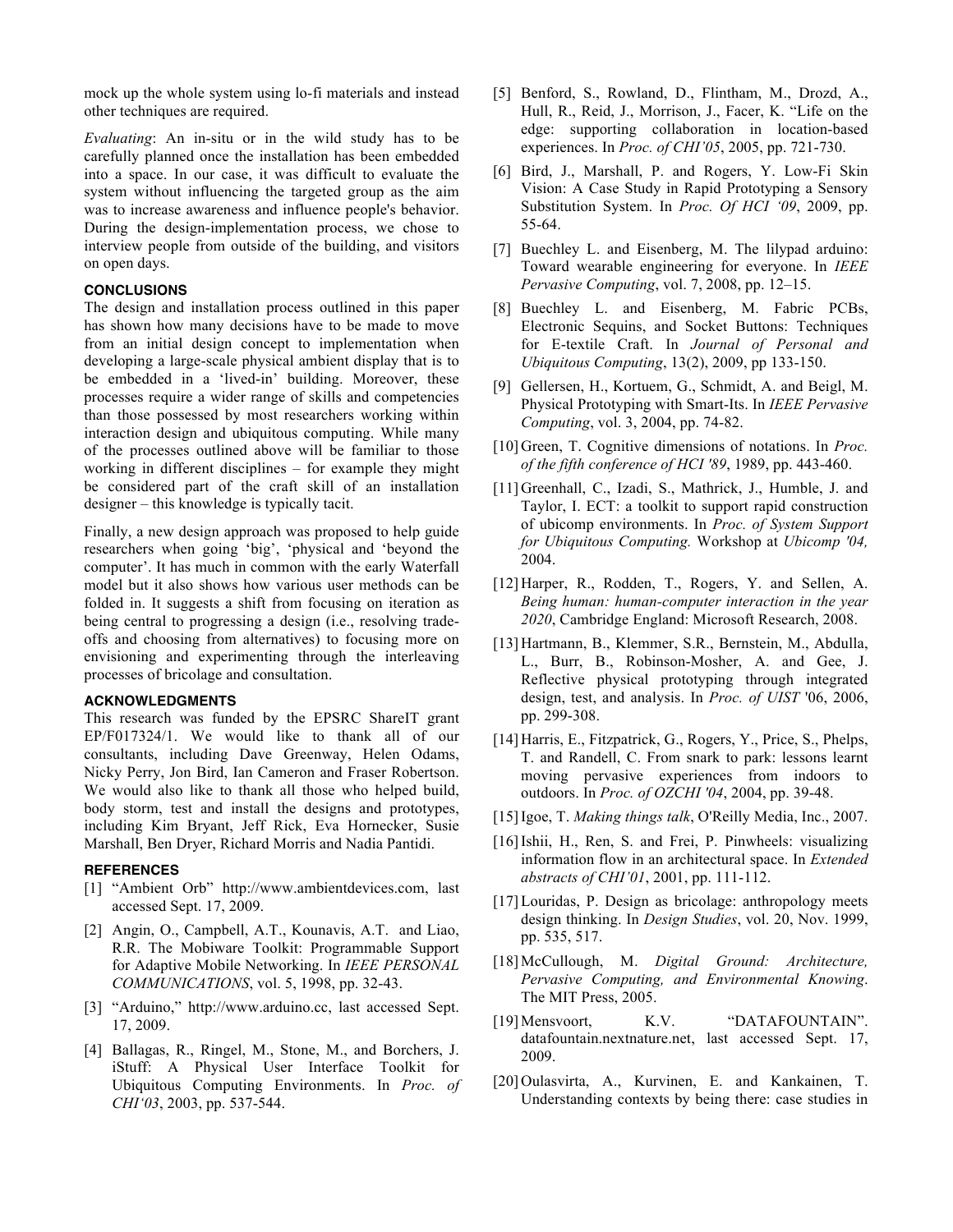mock up the whole system using lo-fi materials and instead other techniques are required.

*Evaluating*: An in-situ or in the wild study has to be carefully planned once the installation has been embedded into a space. In our case, it was difficult to evaluate the system without influencing the targeted group as the aim was to increase awareness and influence people's behavior. During the design-implementation process, we chose to interview people from outside of the building, and visitors on open days.

## CONCLUSIONS

The design and installation process outlined in this paper has shown how many decisions have to be made to move from an initial design concept to implementation when developing a large-scale physical ambient display that is to be embedded in a 'lived-in' building. Moreover, these processes require a wider range of skills and competencies than those possessed by most researchers working within interaction design and ubiquitous computing. While many of the processes outlined above will be familiar to those working in different disciplines – for example they might be considered part of the craft skill of an installation designer – this knowledge is typically tacit.

Finally, a new design approach was proposed to help guide researchers when going 'big', 'physical and 'beyond the computer'. It has much in common with the early Waterfall model but it also shows how various user methods can be folded in. It suggests a shift from focusing on iteration as being central to progressing a design (i.e., resolving trade-offs and choosing from alternatives) to focusing more on envisioning and experimenting through the interleaving processes of bricolage and consultation.

## ACKNOWLEDGMENTS

This research was funded by the EPSRC ShareIT grant EP/F017324/1. We would like to thank all of our consultants, including Dave Greenway, Helen Odams, Nicky Perry, Jon Bird, Ian Cameron and Fraser Robertson. We would also like to thank all those who helped build, body storm, test and install the designs and prototypes, including Kim Bryant, Jeff Rick, Eva Hornecker, Susie Marshall, Ben Dryer, Richard Morris and Nadia Pantidi.

## REFERENCES

[1] "Ambient Orb" http://www.ambientdevices.com, last accessed Sept. 17, 2009.

[2] Angin, O., Campbell, A.T., Kounavis, A.T. and Liao, R.R. The Mobiware Toolkit: Programmable Support for Adaptive Mobile Networking. In *IEEE PERSONAL COMMUNICATIONS*, vol. 5, 1998, pp. 32-43.

[3] "Arduino," http://www.arduino.cc, last accessed Sept. 17, 2009.

[4] Ballagas, R., Ringel, M., Stone, M., and Borchers, J. iStuff: A Physical User Interface Toolkit for Ubiquitous Computing Environments. In *Proc. of CHI'03*, 2003, pp. 537-544.

[5] Benford, S., Rowland, D., Flintham, M., Drozd, A., Hull, R., Reid, J., Morrison, J., Facer, K. "Life on the edge: supporting collaboration in location-based experiences. In *Proc. of CHI'05*, 2005, pp. 721-730.

[6] Bird, J., Marshall, P. and Rogers, Y. Low-Fi Skin Vision: A Case Study in Rapid Prototyping a Sensory Substitution System. In *Proc. Of HCI '09*, 2009, pp. 55-64.

[7] Buechley L. and Eisenberg, M. The lilypad arduino: Toward wearable engineering for everyone. In *IEEE Pervasive Computing*, vol. 7, 2008, pp. 12–15.

[8] Buechley L. and Eisenberg, M. Fabric PCBs, Electronic Sequins, and Socket Buttons: Techniques for E-textile Craft. In *Journal of Personal and Ubiquitous Computing*, 13(2), 2009, pp 133-150.

[9] Gellersen, H., Kortuem, G., Schmidt, A. and Beigl, M. Physical Prototyping with Smart-Its. In *IEEE Pervasive Computing*, vol. 3, 2004, pp. 74-82.

[10] Green, T. Cognitive dimensions of notations. In *Proc. of the fifth conference of HCI '89*, 1989, pp. 443-460.

[11] Greenhall, C., Izadi, S., Mathrick, J., Humble, J. and Taylor, I. ECT: a toolkit to support rapid construction of ubicomp environments. In *Proc. of System Support for Ubiquitous Computing.* Workshop at *Ubicomp '04,* 2004.

[12] Harper, R., Rodden, T., Rogers, Y. and Sellen, A. *Being human: human-computer interaction in the year 2020*, Cambridge England: Microsoft Research, 2008.

[13] Hartmann, B., Klemmer, S.R., Bernstein, M., Abdulla, L., Burr, B., Robinson-Mosher, A. and Gee, J. Reflective physical prototyping through integrated design, test, and analysis. In *Proc. of UIST* '06, 2006, pp. 299-308.

[14] Harris, E., Fitzpatrick, G., Rogers, Y., Price, S., Phelps, T. and Randell, C. From snark to park: lessons learnt moving pervasive experiences from indoors to outdoors. In *Proc. of OZCHI '04*, 2004, pp. 39-48.

[15] Igoe, T. *Making things talk*, O'Reilly Media, Inc., 2007.

[16] Ishii, H., Ren, S. and Frei, P. Pinwheels: visualizing information flow in an architectural space. In *Extended abstracts of CHI'01*, 2001, pp. 111-112.

[17] Louridas, P. Design as bricolage: anthropology meets design thinking. In *Design Studies*, vol. 20, Nov. 1999, pp. 535, 517.

[18] McCullough, M. *Digital Ground: Architecture, Pervasive Computing, and Environmental Knowing*. The MIT Press, 2005.

[19] Mensvoort, K.V. "DATAFOUNTAIN". datafountain.nextnature.net, last accessed Sept. 17, 2009.

[20] Oulasvirta, A., Kurvinen, E. and Kankainen, T. Understanding contexts by being there: case studies in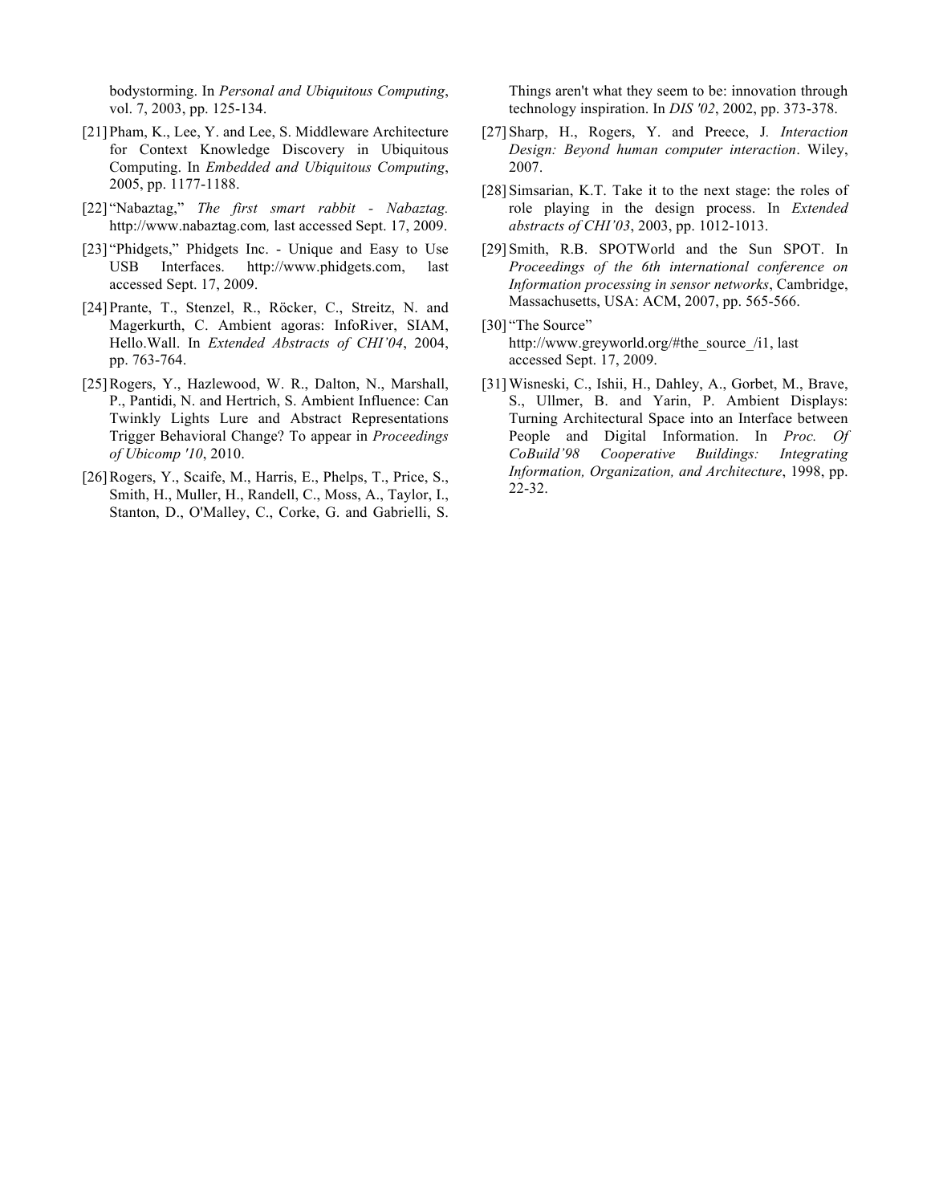bodystorming. In *Personal and Ubiquitous Computing*, vol. 7, 2003, pp. 125-134.

[21] Pham, K., Lee, Y. and Lee, S. Middleware Architecture for Context Knowledge Discovery in Ubiquitous Computing. In *Embedded and Ubiquitous Computing*, 2005, pp. 1177-1188.

[22] "Nabaztag," *The first smart rabbit - Nabaztag.* http://www.nabaztag.com, last accessed Sept. 17, 2009.

[23] "Phidgets," Phidgets Inc. - Unique and Easy to Use USB Interfaces. http://www.phidgets.com, last accessed Sept. 17, 2009.

[24] Prante, T., Stenzel, R., Röcker, C., Streitz, N. and Magerkurth, C. Ambient agoras: InfoRiver, SIAM, Hello.Wall. In *Extended Abstracts of CHI'04*, 2004, pp. 763-764.

[25] Rogers, Y., Hazlewood, W. R., Dalton, N., Marshall, P., Pantidi, N. and Hertrich, S. Ambient Influence: Can Twinkly Lights Lure and Abstract Representations Trigger Behavioral Change? To appear in *Proceedings of Ubicomp '10*, 2010.

[26] Rogers, Y., Scaife, M., Harris, E., Phelps, T., Price, S., Smith, H., Muller, H., Randell, C., Moss, A., Taylor, I., Stanton, D., O'Malley, C., Corke, G. and Gabrielli, S. Things aren't what they seem to be: innovation through technology inspiration. In *DIS '02*, 2002, pp. 373-378.

[27] Sharp, H., Rogers, Y. and Preece, J. *Interaction Design: Beyond human computer interaction*. Wiley, 2007.

[28] Simsarian, K.T. Take it to the next stage: the roles of role playing in the design process. In *Extended abstracts of CHI'03*, 2003, pp. 1012-1013.

[29] Smith, R.B. SPOTWorld and the Sun SPOT. In *Proceedings of the 6th international conference on Information processing in sensor networks*, Cambridge, Massachusetts, USA: ACM, 2007, pp. 565-566.

[30] "The Source" http://www.greyworld.org/#the_source_/i1, last accessed Sept. 17, 2009.

[31] Wisneski, C., Ishii, H., Dahley, A., Gorbet, M., Brave, S., Ullmer, B. and Yarin, P. Ambient Displays: Turning Architectural Space into an Interface between People and Digital Information. In *Proc. Of CoBuild'98 Cooperative Buildings: Integrating Information, Organization, and Architecture*, 1998, pp. 22-32.